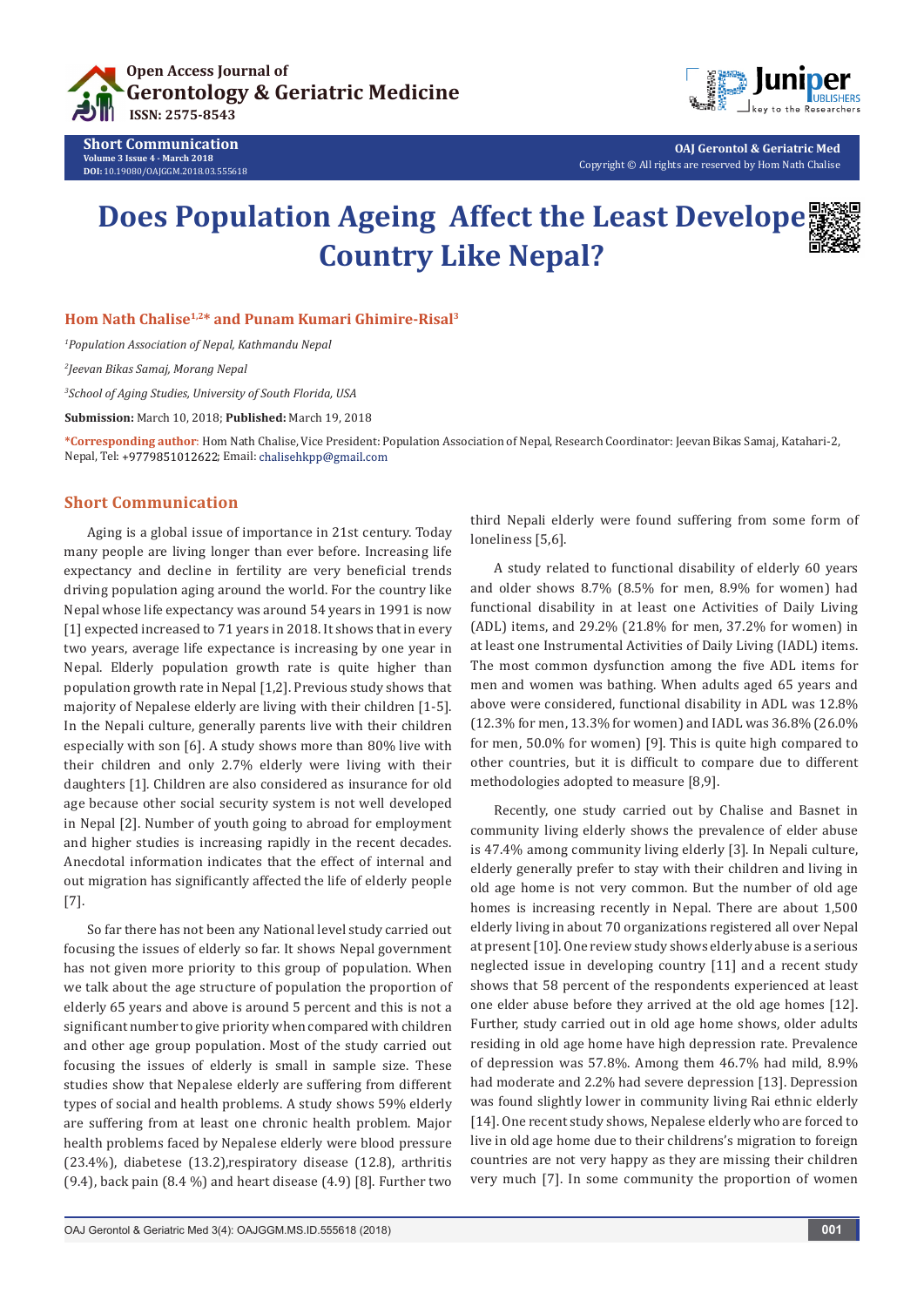# Does Population Ageing Affect the Least Developed Country Like Nepal?

**Hom Nath Chalise[1,2]* and Punam Kumari Ghimire-Risal[3]**

[1]*Population Association of Nepal, Kathmandu Nepal*

[2]*Jeevan Bikas Samaj, Morang Nepal*

[3]*School of Aging Studies, University of South Florida, USA*

**Submission:** March 10, 2018; **Published:** March 19, 2018

***Corresponding author**: Hom Nath Chalise, Vice President: Population Association of Nepal, Research Coordinator: Jeevan Bikas Samaj, Katahari-2, Nepal, Tel: +9779851012622; Email: chalisehkpp@gmail.com

## Short Communication

Aging is a global issue of importance in 21st century. Today many people are living longer than ever before. Increasing life expectancy and decline in fertility are very beneficial trends driving population aging around the world. For the country like Nepal whose life expectancy was around 54 years in 1991 is now [1] expected increased to 71 years in 2018. It shows that in every two years, average life expectance is increasing by one year in Nepal. Elderly population growth rate is quite higher than population growth rate in Nepal [1,2]. Previous study shows that majority of Nepalese elderly are living with their children [1-5]. In the Nepali culture, generally parents live with their children especially with son [6]. A study shows more than 80% live with their children and only 2.7% elderly were living with their daughters [1]. Children are also considered as insurance for old age because other social security system is not well developed in Nepal [2]. Number of youth going to abroad for employment and higher studies is increasing rapidly in the recent decades. Anecdotal information indicates that the effect of internal and out migration has significantly affected the life of elderly people [7].

So far there has not been any National level study carried out focusing the issues of elderly so far. It shows Nepal government has not given more priority to this group of population. When we talk about the age structure of population the proportion of elderly 65 years and above is around 5 percent and this is not a significant number to give priority when compared with children and other age group population. Most of the study carried out focusing the issues of elderly is small in sample size. These studies show that Nepalese elderly are suffering from different types of social and health problems. A study shows 59% elderly are suffering from at least one chronic health problem. Major health problems faced by Nepalese elderly were blood pressure (23.4%), diabetese (13.2),respiratory disease (12.8), arthritis (9.4), back pain (8.4 %) and heart disease (4.9) [8]. Further two third Nepali elderly were found suffering from some form of loneliness [5,6].

A study related to functional disability of elderly 60 years and older shows 8.7% (8.5% for men, 8.9% for women) had functional disability in at least one Activities of Daily Living (ADL) items, and 29.2% (21.8% for men, 37.2% for women) in at least one Instrumental Activities of Daily Living (IADL) items. The most common dysfunction among the five ADL items for men and women was bathing. When adults aged 65 years and above were considered, functional disability in ADL was 12.8% (12.3% for men, 13.3% for women) and IADL was 36.8% (26.0% for men, 50.0% for women) [9]. This is quite high compared to other countries, but it is difficult to compare due to different methodologies adopted to measure [8,9].

Recently, one study carried out by Chalise and Basnet in community living elderly shows the prevalence of elder abuse is 47.4% among community living elderly [3]. In Nepali culture, elderly generally prefer to stay with their children and living in old age home is not very common. But the number of old age homes is increasing recently in Nepal. There are about 1,500 elderly living in about 70 organizations registered all over Nepal at present [10]. One review study shows elderly abuse is a serious neglected issue in developing country [11] and a recent study shows that 58 percent of the respondents experienced at least one elder abuse before they arrived at the old age homes [12]. Further, study carried out in old age home shows, older adults residing in old age home have high depression rate. Prevalence of depression was 57.8%. Among them 46.7% had mild, 8.9% had moderate and 2.2% had severe depression [13]. Depression was found slightly lower in community living Rai ethnic elderly [14]. One recent study shows, Nepalese elderly who are forced to live in old age home due to their childrens's migration to foreign countries are not very happy as they are missing their children very much [7]. In some community the proportion of women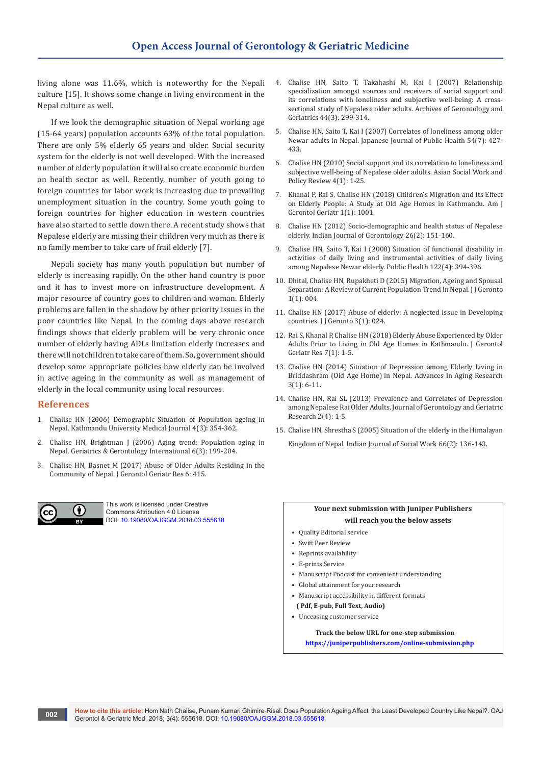living alone was 11.6%, which is noteworthy for the Nepali culture [15]. It shows some change in living environment in the Nepal culture as well.

If we look the demographic situation of Nepal working age (15-64 years) population accounts 63% of the total population. There are only 5% elderly 65 years and older. Social security system for the elderly is not well developed. With the increased number of elderly population it will also create economic burden on health sector as well. Recently, number of youth going to foreign countries for labor work is increasing due to prevailing unemployment situation in the country. Some youth going to foreign countries for higher education in western countries have also started to settle down there. A recent study shows that Nepalese elderly are missing their children very much as there is no family member to take care of frail elderly [7].

Nepali society has many youth population but number of elderly is increasing rapidly. On the other hand country is poor and it has to invest more on infrastructure development. A major resource of country goes to children and woman. Elderly problems are fallen in the shadow by other priority issues in the poor countries like Nepal. In the coming days above research findings shows that elderly problem will be very chronic once number of elderly having ADLs limitation elderly increases and there will not children to take care of them. So, government should develop some appropriate policies how elderly can be involved in active ageing in the community as well as management of elderly in the local community using local resources.

## References

1. Chalise HN (2006) Demographic Situation of Population ageing in Nepal. Kathmandu University Medical Journal 4(3): 354-362.
2. Chalise HN, Brightman J (2006) Aging trend: Population aging in Nepal. Geriatrics & Gerontology International 6(3): 199-204.
3. Chalise HN, Basnet M (2017) Abuse of Older Adults Residing in the Community of Nepal. J Gerontol Geriatr Res 6: 415.
4. Chalise HN, Saito T, Takahashi M, Kai I (2007) Relationship specialization amongst sources and receivers of social support and its correlations with loneliness and subjective well-being: A cross-sectional study of Nepalese older adults. Archives of Gerontology and Geriatrics 44(3): 299-314.
5. Chalise HN, Saito T, Kai I (2007) Correlates of loneliness among older Newar adults in Nepal. Japanese Journal of Public Health 54(7): 427-433.
6. Chalise HN (2010) Social support and its correlation to loneliness and subjective well-being of Nepalese older adults. Asian Social Work and Policy Review 4(1): 1-25.
7. Khanal P, Rai S, Chalise HN (2018) Children's Migration and Its Effect on Elderly People: A Study at Old Age Homes in Kathmandu. Am J Gerontol Geriatr 1(1): 1001.
8. Chalise HN (2012) Socio-demographic and health status of Nepalese elderly. Indian Journal of Gerontology 26(2): 151-160.
9. Chalise HN, Saito T, Kai I (2008) Situation of functional disability in activities of daily living and instrumental activities of daily living among Nepalese Newar elderly. Public Health 122(4): 394-396.
10. Dhital, Chalise HN, Rupakheti D (2015) Migration, Ageing and Spousal Separation: A Review of Current Population Trend in Nepal. J J Geronto 1(1): 004.
11. Chalise HN (2017) Abuse of elderly: A neglected issue in Developing countries. J J Geronto 3(1): 024.
12. Rai S, Khanal P, Chalise HN (2018) Elderly Abuse Experienced by Older Adults Prior to Living in Old Age Homes in Kathmandu. J Gerontol Geriatr Res 7(1): 1-5.
13. Chalise HN (2014) Situation of Depression among Elderly Living in Briddashram (Old Age Home) in Nepal. Advances in Aging Research 3(1): 6-11.
14. Chalise HN, Rai SL (2013) Prevalence and Correlates of Depression among Nepalese Rai Older Adults. Journal of Gerontology and Geriatric Research 2(4): 1-5.
15. Chalise HN, Shrestha S (2005) Situation of the elderly in the Himalayan Kingdom of Nepal. Indian Journal of Social Work 66(2): 136-143.

This work is licensed under Creative Commons Attribution 4.0 License
DOI: 10.19080/OAJGGM.2018.03.555618

**Your next submission with Juniper Publishers will reach you the below assets**

- Quality Editorial service
- Swift Peer Review
- Reprints availability
- E-prints Service
- Manuscript Podcast for convenient understanding
- Global attainment for your research
- Manuscript accessibility in different formats
  **( Pdf, E-pub, Full Text, Audio)**
- Unceasing customer service

**Track the below URL for one-step submission**
**https://juniperpublishers.com/online-submission.php**

**How to cite this article:** Hom Nath Chalise, Punam Kumari Ghimire-Risal. Does Population Ageing Affect the Least Developed Country Like Nepal?. OAJ Gerontol & Geriatric Med. 2018; 3(4): 555618. DOI: 10.19080/OAJGGM.2018.03.555618